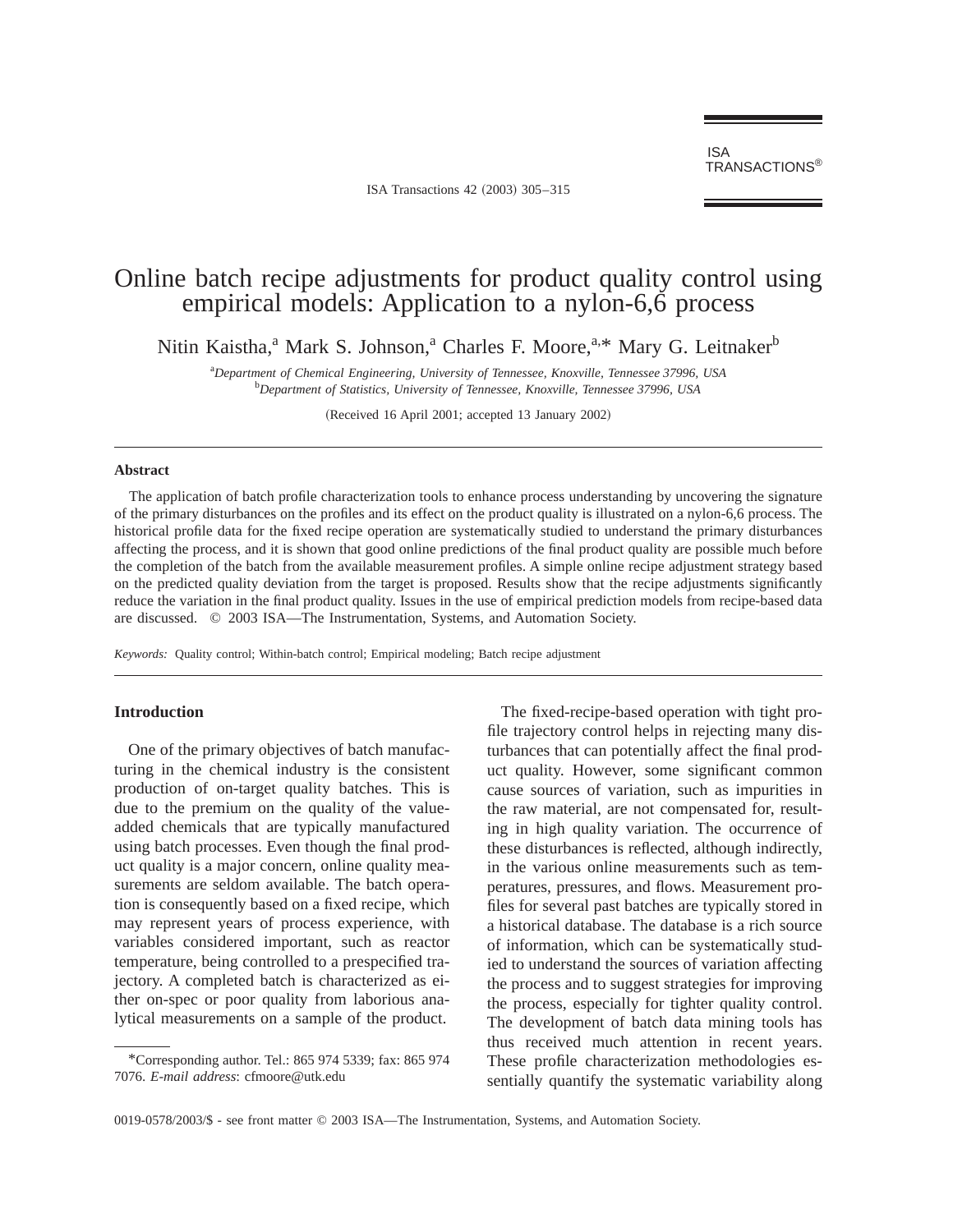# Online batch recipe adjustments for product quality control using empirical models: Application to a nylon-6,6 process

Nitin Kaistha,[a] Mark S. Johnson,[a] Charles F. Moore,[a,*] Mary G. Leitnaker[b]

[a]*Department of Chemical Engineering, University of Tennessee, Knoxville, Tennessee 37996, USA*
[b]*Department of Statistics, University of Tennessee, Knoxville, Tennessee 37996, USA*

(Received 16 April 2001; accepted 13 January 2002)

## Abstract

The application of batch profile characterization tools to enhance process understanding by uncovering the signature of the primary disturbances on the profiles and its effect on the product quality is illustrated on a nylon-6,6 process. The historical profile data for the fixed recipe operation are systematically studied to understand the primary disturbances affecting the process, and it is shown that good online predictions of the final product quality are possible much before the completion of the batch from the available measurement profiles. A simple online recipe adjustment strategy based on the predicted quality deviation from the target is proposed. Results show that the recipe adjustments significantly reduce the variation in the final product quality. Issues in the use of empirical prediction models from recipe-based data are discussed. © 2003 ISA—The Instrumentation, Systems, and Automation Society.

*Keywords:* Quality control; Within-batch control; Empirical modeling; Batch recipe adjustment

## Introduction

One of the primary objectives of batch manufacturing in the chemical industry is the consistent production of on-target quality batches. This is due to the premium on the quality of the value-added chemicals that are typically manufactured using batch processes. Even though the final product quality is a major concern, online quality measurements are seldom available. The batch operation is consequently based on a fixed recipe, which may represent years of process experience, with variables considered important, such as reactor temperature, being controlled to a prespecified trajectory. A completed batch is characterized as either on-spec or poor quality from laborious analytical measurements on a sample of the product.

The fixed-recipe-based operation with tight profile trajectory control helps in rejecting many disturbances that can potentially affect the final product quality. However, some significant common cause sources of variation, such as impurities in the raw material, are not compensated for, resulting in high quality variation. The occurrence of these disturbances is reflected, although indirectly, in the various online measurements such as temperatures, pressures, and flows. Measurement profiles for several past batches are typically stored in a historical database. The database is a rich source of information, which can be systematically studied to understand the sources of variation affecting the process and to suggest strategies for improving the process, especially for tighter quality control. The development of batch data mining tools has thus received much attention in recent years. These profile characterization methodologies essentially quantify the systematic variability along

*Corresponding author. Tel.: 865 974 5339; fax: 865 974 7076. *E-mail address*: cfmoore@utk.edu

0019-0578/2003/$ - see front matter © 2003 ISA—The Instrumentation, Systems, and Automation Society.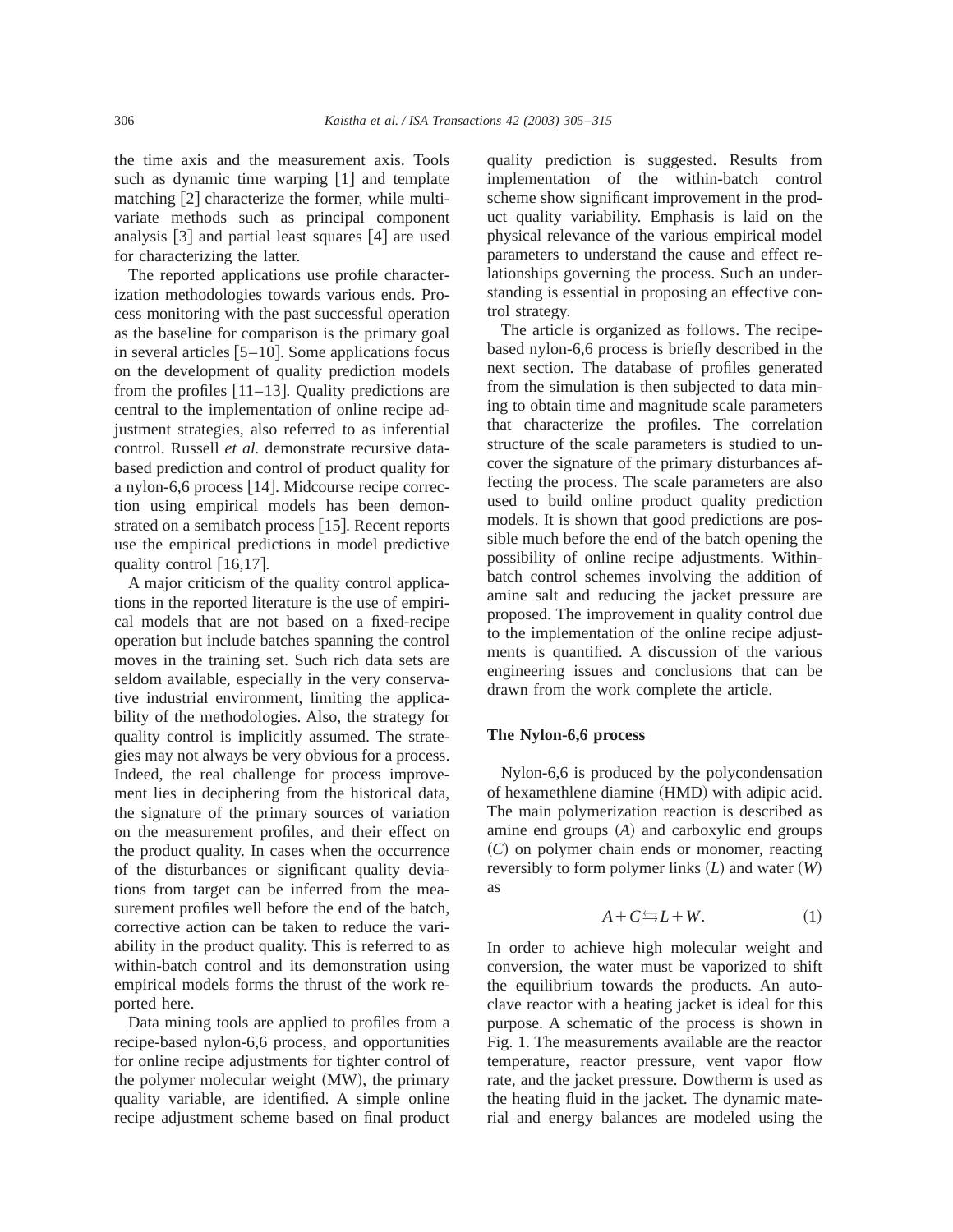the time axis and the measurement axis. Tools such as dynamic time warping [1] and template matching [2] characterize the former, while multivariate methods such as principal component analysis [3] and partial least squares [4] are used for characterizing the latter.

The reported applications use profile characterization methodologies towards various ends. Process monitoring with the past successful operation as the baseline for comparison is the primary goal in several articles [5–10]. Some applications focus on the development of quality prediction models from the profiles [11–13]. Quality predictions are central to the implementation of online recipe adjustment strategies, also referred to as inferential control. Russell *et al.* demonstrate recursive data-based prediction and control of product quality for a nylon-6,6 process [14]. Midcourse recipe correction using empirical models has been demonstrated on a semibatch process [15]. Recent reports use the empirical predictions in model predictive quality control [16,17].

A major criticism of the quality control applications in the reported literature is the use of empirical models that are not based on a fixed-recipe operation but include batches spanning the control moves in the training set. Such rich data sets are seldom available, especially in the very conservative industrial environment, limiting the applicability of the methodologies. Also, the strategy for quality control is implicitly assumed. The strategies may not always be very obvious for a process. Indeed, the real challenge for process improvement lies in deciphering from the historical data, the signature of the primary sources of variation on the measurement profiles, and their effect on the product quality. In cases when the occurrence of the disturbances or significant quality deviations from target can be inferred from the measurement profiles well before the end of the batch, corrective action can be taken to reduce the variability in the product quality. This is referred to as within-batch control and its demonstration using empirical models forms the thrust of the work reported here.

Data mining tools are applied to profiles from a recipe-based nylon-6,6 process, and opportunities for online recipe adjustments for tighter control of the polymer molecular weight (MW), the primary quality variable, are identified. A simple online recipe adjustment scheme based on final product quality prediction is suggested. Results from implementation of the within-batch control scheme show significant improvement in the product quality variability. Emphasis is laid on the physical relevance of the various empirical model parameters to understand the cause and effect relationships governing the process. Such an understanding is essential in proposing an effective control strategy.

The article is organized as follows. The recipe-based nylon-6,6 process is briefly described in the next section. The database of profiles generated from the simulation is then subjected to data mining to obtain time and magnitude scale parameters that characterize the profiles. The correlation structure of the scale parameters is studied to uncover the signature of the primary disturbances affecting the process. The scale parameters are also used to build online product quality prediction models. It is shown that good predictions are possible much before the end of the batch opening the possibility of online recipe adjustments. Within-batch control schemes involving the addition of amine salt and reducing the jacket pressure are proposed. The improvement in quality control due to the implementation of the online recipe adjustments is quantified. A discussion of the various engineering issues and conclusions that can be drawn from the work complete the article.

## The Nylon-6,6 process

Nylon-6,6 is produced by the polycondensation of hexamethlene diamine (HMD) with adipic acid. The main polymerization reaction is described as amine end groups ($A$) and carboxylic end groups ($C$) on polymer chain ends or monomer, reacting reversibly to form polymer links ($L$) and water ($W$) as

$$A + C \leftrightarrows L + W. \tag{1}$$

In order to achieve high molecular weight and conversion, the water must be vaporized to shift the equilibrium towards the products. An autoclave reactor with a heating jacket is ideal for this purpose. A schematic of the process is shown in Fig. 1. The measurements available are the reactor temperature, reactor pressure, vent vapor flow rate, and the jacket pressure. Dowtherm is used as the heating fluid in the jacket. The dynamic material and energy balances are modeled using the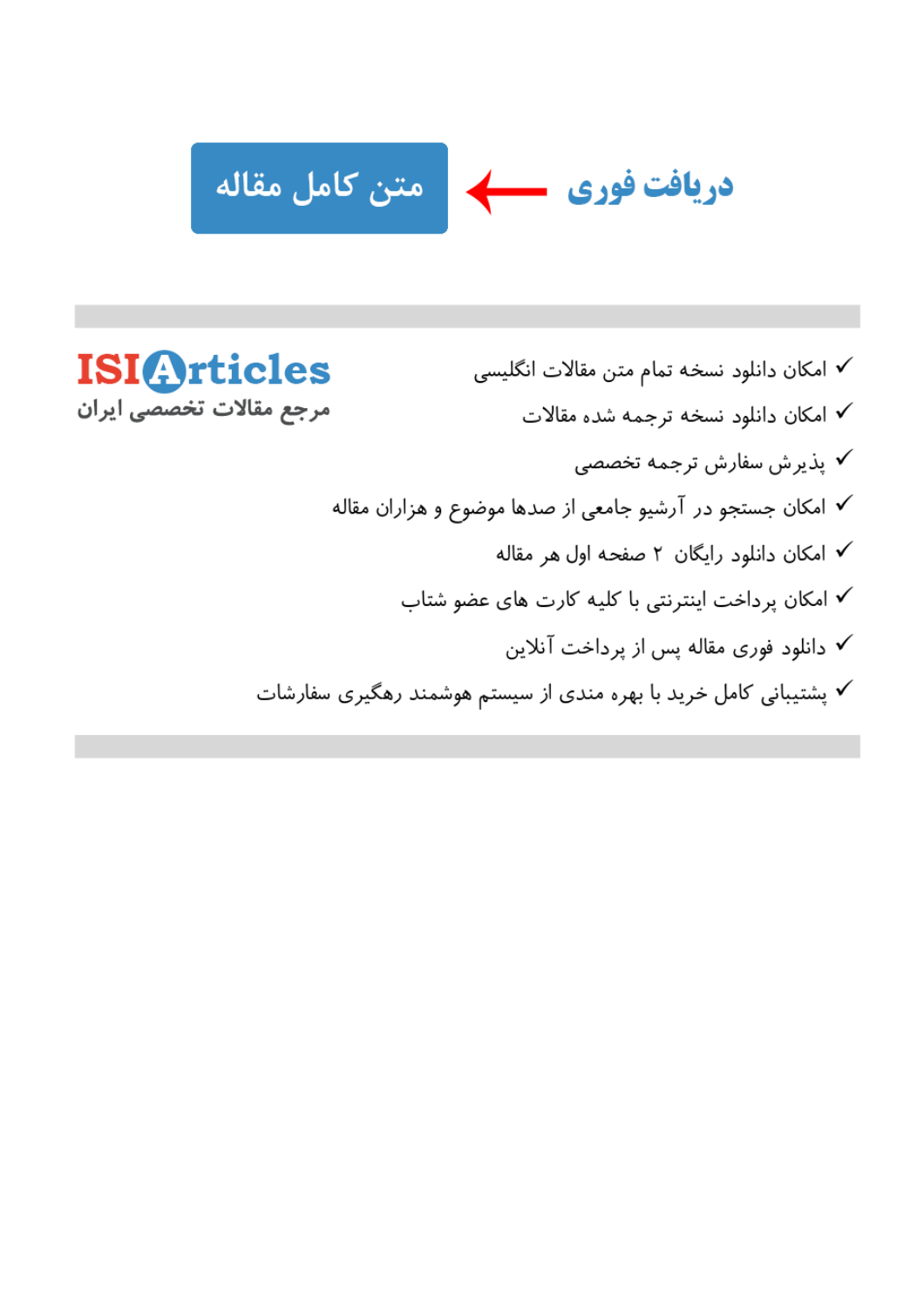دریافت فوری ← متن کامل مقاله

**ISIArticles**
مرجع مقالات تخصصی ایران

- ✓ امکان دانلود نسخه تمام متن مقالات انگلیسی
- ✓ امکان دانلود نسخه ترجمه شده مقالات
- ✓ پذیرش سفارش ترجمه تخصصی
- ✓ امکان جستجو در آرشیو جامعی از صدها موضوع و هزاران مقاله
- ✓ امکان دانلود رایگان ۲ صفحه اول هر مقاله
- ✓ امکان پرداخت اینترنتی با کلیه کارت های عضو شتاب
- ✓ دانلود فوری مقاله پس از پرداخت آنلاین
- ✓ پشتیبانی کامل خرید با بهره مندی از سیستم هوشمند رهگیری سفارشات